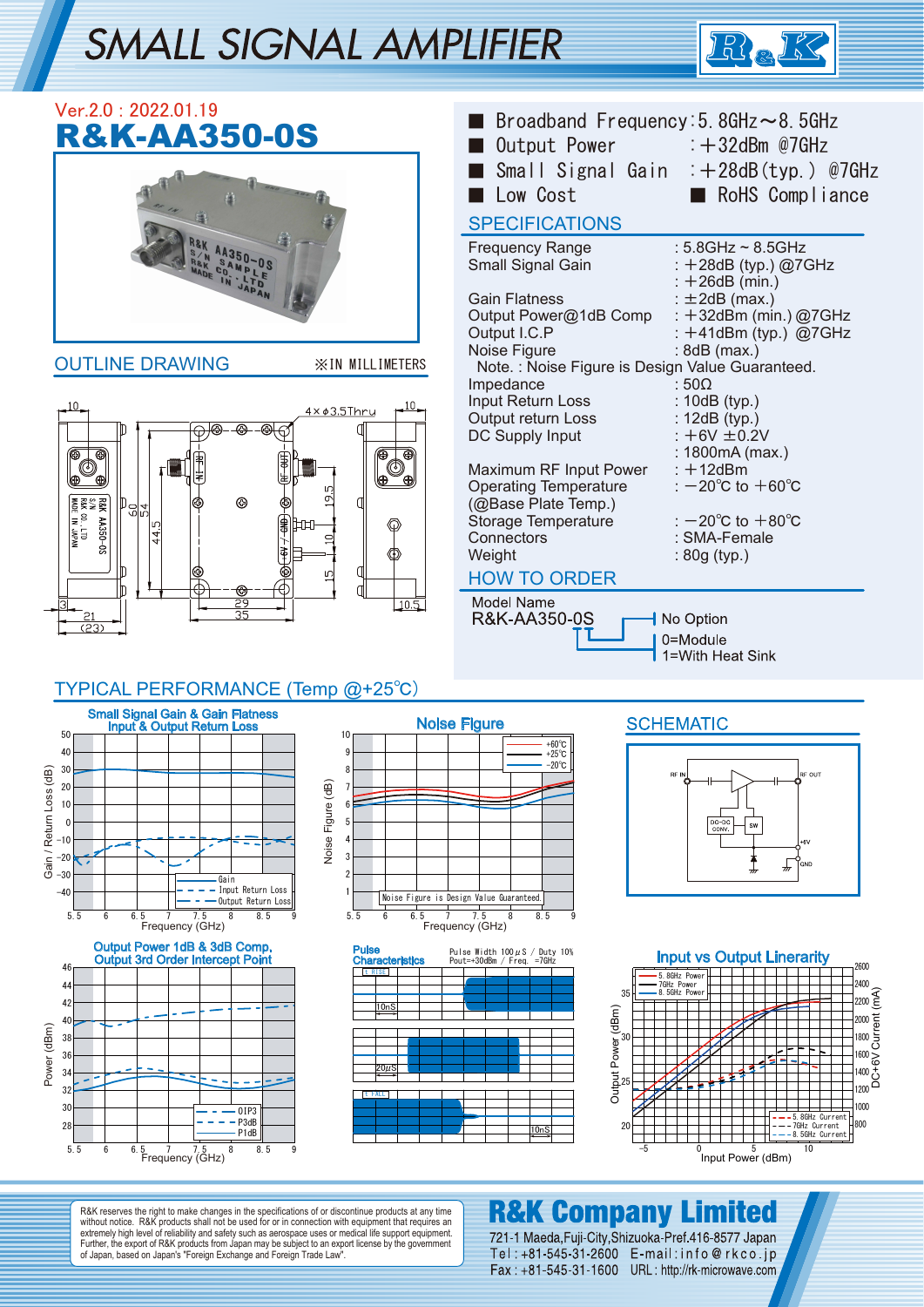# SMALL SIGNAL AMPLIFIER

Ver.2.0 : 2022.01.19

# R&K-AA350-0S

- Broadband Frequency : 5.8GHz～8.5GHz
- Output Power : ＋32dBm @7GHz
- Small Signal Gain : ＋28dB(typ.) @7GHz
- Low Cost
- RoHS Compliance

## SPECIFICATIONS

| | |
|---|---|
| Frequency Range | : 5.8GHz ~ 8.5GHz |
| Small Signal Gain | : ＋28dB (typ.) @7GHz |
| | : ＋26dB (min.) |
| Gain Flatness | : ±2dB (max.) |
| Output Power@1dB Comp | : ＋32dBm (min.) @7GHz |
| Output I.C.P | : ＋41dBm (typ.) @7GHz |
| Noise Figure | : 8dB (max.) |

Note. : Noise Figure is Design Value Guaranteed.

| | |
|---|---|
| Impedance | : 50Ω |
| Input Return Loss | : 10dB (typ.) |
| Output return Loss | : 12dB (typ.) |
| DC Supply Input | : ＋6V ±0.2V |
| | : 1800mA (max.) |
| Maximum RF Input Power | : ＋12dBm |
| Operating Temperature (@Base Plate Temp.) | : −20℃ to ＋60℃ |
| Storage Temperature | : −20℃ to ＋80℃ |
| Connectors | : SMA-Female |
| Weight | : 80g (typ.) |

## OUTLINE DRAWING

※IN MILLIMETERS

## HOW TO ORDER

Model Name
R&K-AA350-0S

- No Option
- 0=Module
- 1=With Heat Sink

## TYPICAL PERFORMANCE (Temp @+25℃)

Small Signal Gain & Gain Flatness, Input & Output Return Loss

Noise Figure

Noise Figure is Design Value Guaranteed.

SCHEMATIC

Output Power 1dB & 3dB Comp. Output 3rd Order Intercept Point

Pulse Characteristics

Pulse Width 100μS / Duty 10% Pout=+30dBm / Freq. =7GHz

Input vs Output Linearity

R&K reserves the right to make changes in the specifications of or discontinue products at any time without notice. R&K products shall not be used for or in connection with equipment that requires an extremely high level of reliability and safety such as aerospace uses or medical life support equipment. Further, the export of R&K products from Japan may be subject to an export license by the government of Japan, based on Japan's "Foreign Exchange and Foreign Trade Law".

**R&K Company Limited**
721-1 Maeda,Fuji-City,Shizuoka-Pref.416-8577 Japan
Tel : +81-545-31-2600 E-mail : info@rkco.jp
Fax : +81-545-31-1600 URL : http://rk-microwave.com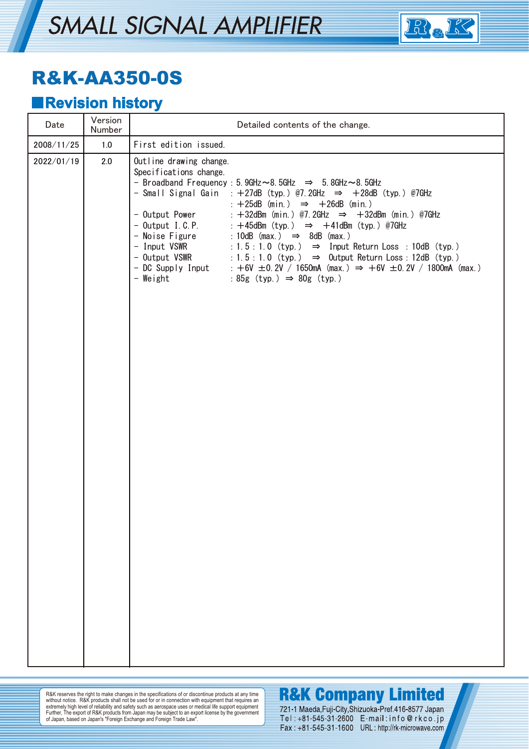# R&K-AA350-0S

## Revision history

| Date | Version Number | Detailed contents of the change. |
| --- | --- | --- |
| 2008/11/25 | 1.0 | First edition issued. |
| 2022/01/19 | 2.0 | Outline drawing change.<br>Specifications change.<br>- Broadband Frequency : 5.9GHz～8.5GHz ⇒ 5.8GHz～8.5GHz<br>- Small Signal Gain : +27dB (typ.) @7.2GHz ⇒ +28dB (typ.) @7GHz<br>: +25dB (min.) ⇒ +26dB (min.)<br>- Output Power : +32dBm (min.) @7.2GHz ⇒ +32dBm (min.) @7GHz<br>- Output I.C.P. : +45dBm (typ.) ⇒ +41dBm (typ.) @7GHz<br>- Noise Figure : 10dB (max.) ⇒ 8dB (max.)<br>- Input VSWR : 1.5 : 1.0 (typ.) ⇒ Input Return Loss : 10dB (typ.)<br>- Output VSWR : 1.5 : 1.0 (typ.) ⇒ Output Return Loss : 12dB (typ.)<br>- DC Supply Input : +6V ±0.2V / 1650mA (max.) ⇒ +6V ±0.2V / 1800mA (max.)<br>- Weight : 85g (typ.) ⇒ 80g (typ.) |

R&K reserves the right to make changes in the specifications of or discontinue products at any time without notice. R&K products shall not be used for or in connection with equipment that requires an extremely high level of reliability and safety such as aerospace uses or medical life support equipment Further, The export of R&K products from Japan may be subject to an export license by the government of Japan, based on Japan's "Foreign Exchange and Foreign Trade Law".

**R&K Company Limited**
721-1 Maeda,Fuji-City,Shizuoka-Pref.416-8577 Japan
Tel : +81-545-31-2600 E-mail : info@rkco.jp
Fax : +81-545-31-1600 URL : http://rk-microwave.com